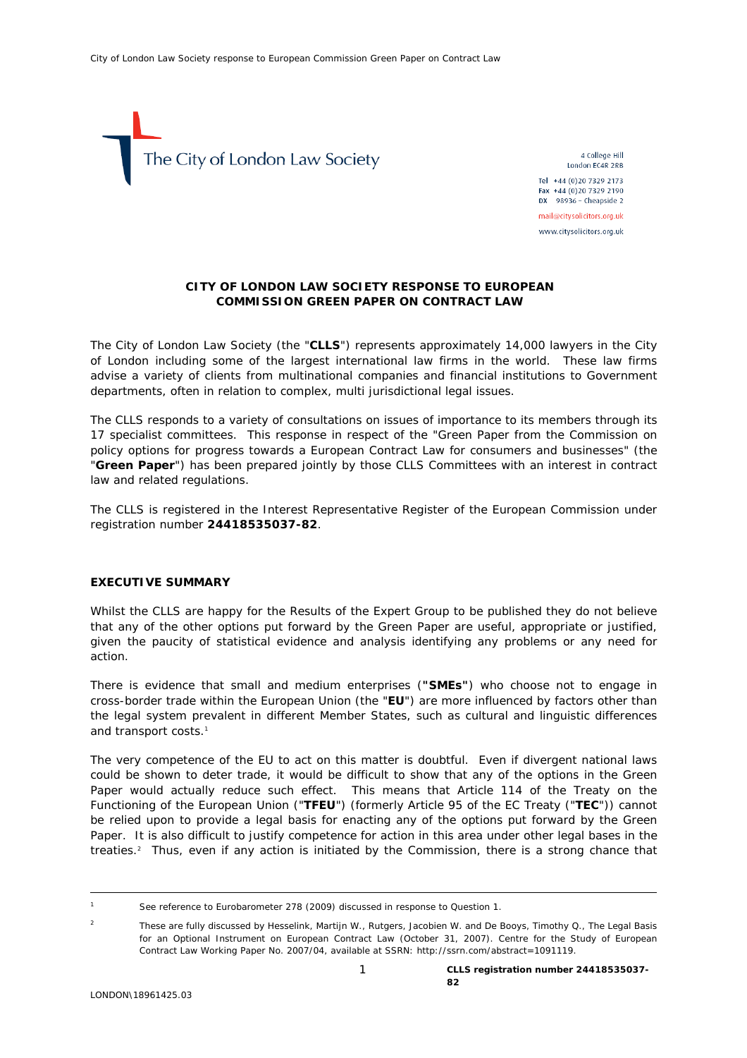The City of London Law Society

4 College Hill
London EC4R 2RB

Tel +44 (0)20 7329 2173
Fax +44 (0)20 7329 2190
DX 98936 – Cheapside 2

mail@citysolicitors.org.uk

www.citysolicitors.org.uk

**CITY OF LONDON LAW SOCIETY RESPONSE TO EUROPEAN COMMISSION GREEN PAPER ON CONTRACT LAW**

The City of London Law Society (the "**CLLS**") represents approximately 14,000 lawyers in the City of London including some of the largest international law firms in the world. These law firms advise a variety of clients from multinational companies and financial institutions to Government departments, often in relation to complex, multi jurisdictional legal issues.

The CLLS responds to a variety of consultations on issues of importance to its members through its 17 specialist committees. This response in respect of the "Green Paper from the Commission on policy options for progress towards a European Contract Law for consumers and businesses" (the "**Green Paper**") has been prepared jointly by those CLLS Committees with an interest in contract law and related regulations.

The CLLS is registered in the Interest Representative Register of the European Commission under registration number **24418535037-82**.

**EXECUTIVE SUMMARY**

Whilst the CLLS are happy for the Results of the Expert Group to be published they do not believe that any of the other options put forward by the Green Paper are useful, appropriate or justified, given the paucity of statistical evidence and analysis identifying any problems or any need for action.

There is evidence that small and medium enterprises (**"SMEs"**) who choose not to engage in cross-border trade within the European Union (the "**EU**") are more influenced by factors other than the legal system prevalent in different Member States, such as cultural and linguistic differences and transport costs.[1]

The very competence of the EU to act on this matter is doubtful. Even if divergent national laws could be shown to deter trade, it would be difficult to show that any of the options in the Green Paper would actually reduce such effect. This means that Article 114 of the Treaty on the Functioning of the European Union ("**TFEU**") (formerly Article 95 of the EC Treaty ("**TEC**")) cannot be relied upon to provide a legal basis for enacting any of the options put forward by the Green Paper. It is also difficult to justify competence for action in this area under other legal bases in the treaties.[2] Thus, even if any action is initiated by the Commission, there is a strong chance that

---

[1] See reference to Eurobarometer 278 (2009) discussed in response to Question 1.

[2] These are fully discussed by Hesselink, Martijn W., Rutgers, Jacobien W. and De Booys, Timothy Q., The Legal Basis for an Optional Instrument on European Contract Law (October 31, 2007). Centre for the Study of European Contract Law Working Paper No. 2007/04, available at SSRN: http://ssrn.com/abstract=1091119.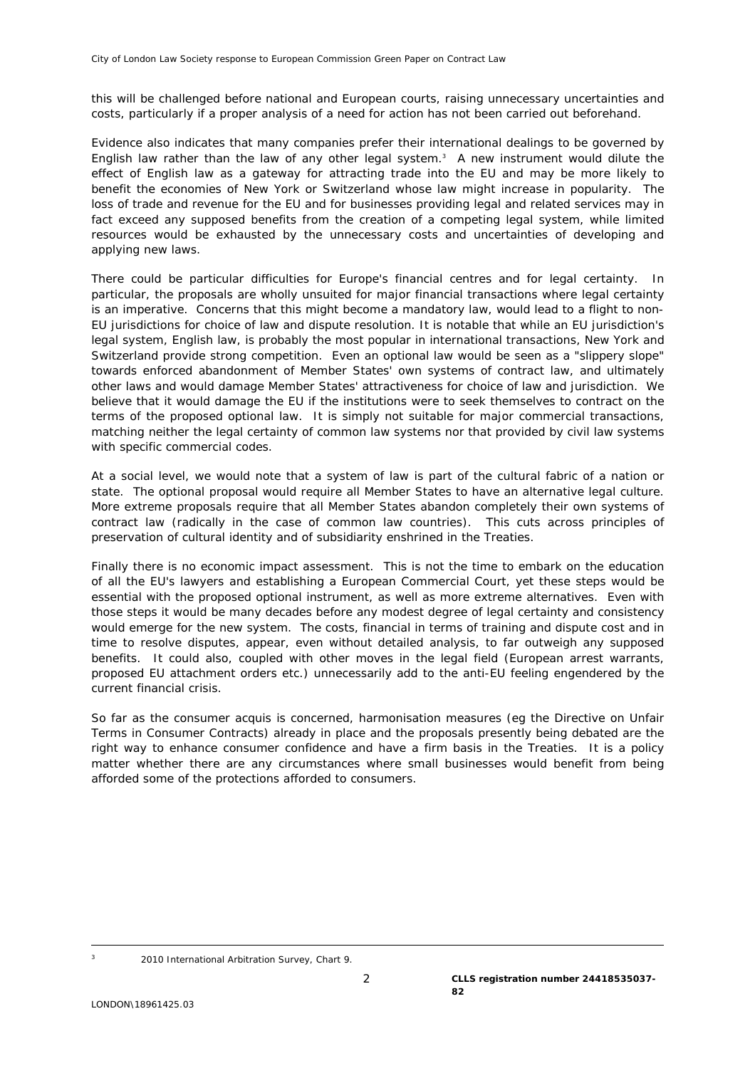this will be challenged before national and European courts, raising unnecessary uncertainties and costs, particularly if a proper analysis of a need for action has not been carried out beforehand.

Evidence also indicates that many companies prefer their international dealings to be governed by English law rather than the law of any other legal system.[3] A new instrument would dilute the effect of English law as a gateway for attracting trade into the EU and may be more likely to benefit the economies of New York or Switzerland whose law might increase in popularity. The loss of trade and revenue for the EU and for businesses providing legal and related services may in fact exceed any supposed benefits from the creation of a competing legal system, while limited resources would be exhausted by the unnecessary costs and uncertainties of developing and applying new laws.

There could be particular difficulties for Europe's financial centres and for legal certainty. In particular, the proposals are wholly unsuited for major financial transactions where legal certainty is an imperative. Concerns that this might become a mandatory law, would lead to a flight to non-EU jurisdictions for choice of law and dispute resolution. It is notable that while an EU jurisdiction's legal system, English law, is probably the most popular in international transactions, New York and Switzerland provide strong competition. Even an optional law would be seen as a "slippery slope" towards enforced abandonment of Member States' own systems of contract law, and ultimately other laws and would damage Member States' attractiveness for choice of law and jurisdiction. We believe that it would damage the EU if the institutions were to seek themselves to contract on the terms of the proposed optional law. It is simply not suitable for major commercial transactions, matching neither the legal certainty of common law systems nor that provided by civil law systems with specific commercial codes.

At a social level, we would note that a system of law is part of the cultural fabric of a nation or state. The optional proposal would require all Member States to have an alternative legal culture. More extreme proposals require that all Member States abandon completely their own systems of contract law (radically in the case of common law countries). This cuts across principles of preservation of cultural identity and of subsidiarity enshrined in the Treaties.

Finally there is no economic impact assessment. This is not the time to embark on the education of all the EU's lawyers and establishing a European Commercial Court, yet these steps would be essential with the proposed optional instrument, as well as more extreme alternatives. Even with those steps it would be many decades before any modest degree of legal certainty and consistency would emerge for the new system. The costs, financial in terms of training and dispute cost and in time to resolve disputes, appear, even without detailed analysis, to far outweigh any supposed benefits. It could also, coupled with other moves in the legal field (European arrest warrants, proposed EU attachment orders etc.) unnecessarily add to the anti-EU feeling engendered by the current financial crisis.

So far as the consumer acquis is concerned, harmonisation measures (eg the Directive on Unfair Terms in Consumer Contracts) already in place and the proposals presently being debated are the right way to enhance consumer confidence and have a firm basis in the Treaties. It is a policy matter whether there are any circumstances where small businesses would benefit from being afforded some of the protections afforded to consumers.

---

[3] 2010 International Arbitration Survey, Chart 9.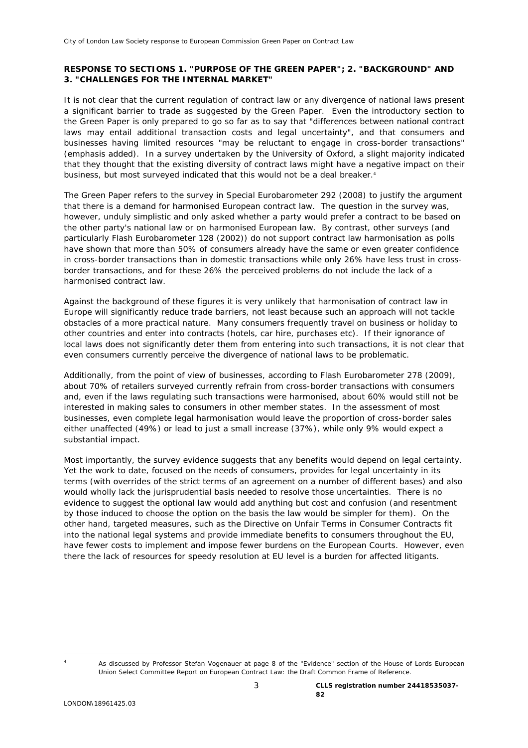**RESPONSE TO SECTIONS 1. "PURPOSE OF THE GREEN PAPER"; 2. "BACKGROUND" AND 3. "CHALLENGES FOR THE INTERNAL MARKET"**

It is not clear that the current regulation of contract law or any divergence of national laws present a significant barrier to trade as suggested by the Green Paper. Even the introductory section to the Green Paper is only prepared to go so far as to say that "differences between national contract laws *may* entail additional transaction costs and legal uncertainty", and that consumers and businesses having limited resources "*may* be reluctant to engage in cross-border transactions" (emphasis added). In a survey undertaken by the University of Oxford, a slight majority indicated that they thought that the existing diversity of contract laws might have a negative impact on their business, but most surveyed indicated that this would not be a deal breaker.[4]

The Green Paper refers to the survey in Special Eurobarometer 292 (2008) to justify the argument that there is a demand for harmonised European contract law. The question in the survey was, however, unduly simplistic and only asked whether a party would prefer a contract to be based on the other party's national law or on harmonised European law. By contrast, other surveys (and particularly Flash Eurobarometer 128 (2002)) do not support contract law harmonisation as polls have shown that more than 50% of consumers already have the same or even greater confidence in cross-border transactions than in domestic transactions while only 26% have less trust in cross-border transactions, and for these 26% the perceived problems do not include the lack of a harmonised contract law.

Against the background of these figures it is very unlikely that harmonisation of contract law in Europe will significantly reduce trade barriers, not least because such an approach will not tackle obstacles of a more practical nature. Many consumers frequently travel on business or holiday to other countries and enter into contracts (hotels, car hire, purchases etc). If their ignorance of local laws does not significantly deter them from entering into such transactions, it is not clear that even consumers currently perceive the divergence of national laws to be problematic.

Additionally, from the point of view of businesses, according to Flash Eurobarometer 278 (2009), about 70% of retailers surveyed currently refrain from cross-border transactions with consumers and, even if the laws regulating such transactions were harmonised, about 60% would still not be interested in making sales to consumers in other member states. In the assessment of most businesses, even complete legal harmonisation would leave the proportion of cross-border sales either unaffected (49%) or lead to just a small increase (37%), while only 9% would expect a substantial impact.

Most importantly, the survey evidence suggests that any benefits would depend on legal certainty. Yet the work to date, focused on the needs of consumers, provides for legal uncertainty in its terms (with overrides of the strict terms of an agreement on a number of different bases) and also would wholly lack the jurisprudential basis needed to resolve those uncertainties. There is no evidence to suggest the optional law would add anything but cost and confusion (and resentment by those induced to choose the option on the basis the law would be simpler for them). On the other hand, targeted measures, such as the Directive on Unfair Terms in Consumer Contracts fit into the national legal systems and provide immediate benefits to consumers throughout the EU, have fewer costs to implement and impose fewer burdens on the European Courts. However, even there the lack of resources for speedy resolution at EU level is a burden for affected litigants.

---

[4] As discussed by Professor Stefan Vogenauer at page 8 of the "Evidence" section of the House of Lords European Union Select Committee Report on European Contract Law: the Draft Common Frame of Reference.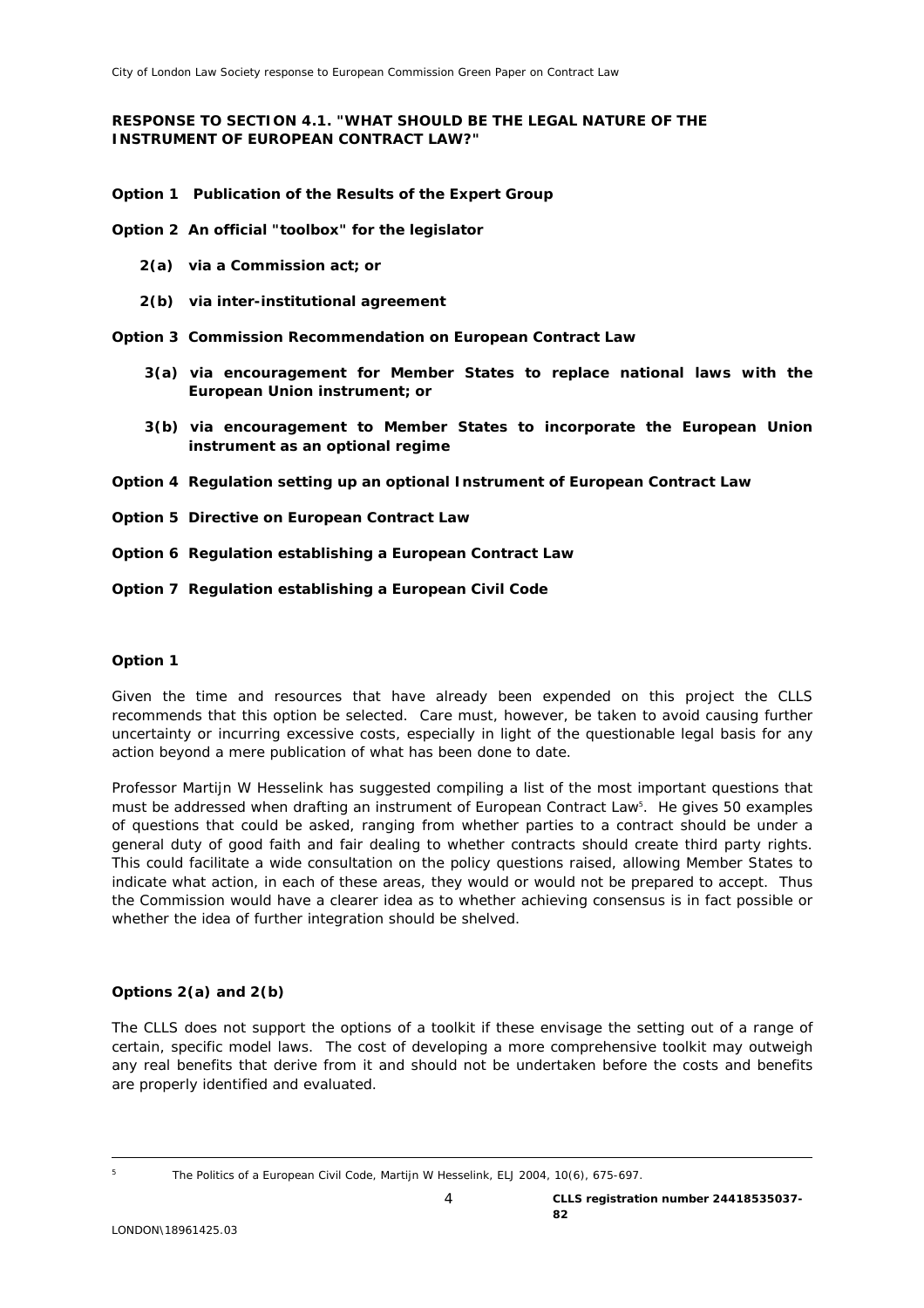**RESPONSE TO SECTION 4.1. "WHAT SHOULD BE THE LEGAL NATURE OF THE INSTRUMENT OF EUROPEAN CONTRACT LAW?"**

**Option 1 Publication of the Results of the Expert Group**

**Option 2 An official "toolbox" for the legislator**

- **2(a) via a Commission act; or**
- **2(b) via inter-institutional agreement**

**Option 3 Commission Recommendation on European Contract Law**

- **3(a) via encouragement for Member States to replace national laws with the European Union instrument; or**
- **3(b) via encouragement to Member States to incorporate the European Union instrument as an optional regime**

**Option 4 Regulation setting up an optional Instrument of European Contract Law**

**Option 5 Directive on European Contract Law**

**Option 6 Regulation establishing a European Contract Law**

**Option 7 Regulation establishing a European Civil Code**

**Option 1**

Given the time and resources that have already been expended on this project the CLLS recommends that this option be selected. Care must, however, be taken to avoid causing further uncertainty or incurring excessive costs, especially in light of the questionable legal basis for any action beyond a mere publication of what has been done to date.

Professor Martijn W Hesselink has suggested compiling a list of the most important questions that must be addressed when drafting an instrument of European Contract Law[5]. He gives 50 examples of questions that could be asked, ranging from whether parties to a contract should be under a general duty of good faith and fair dealing to whether contracts should create third party rights. This could facilitate a wide consultation on the policy questions raised, allowing Member States to indicate what action, in each of these areas, they would or would not be prepared to accept. Thus the Commission would have a clearer idea as to whether achieving consensus is in fact possible or whether the idea of further integration should be shelved.

**Options 2(a) and 2(b)**

The CLLS does not support the options of a toolkit if these envisage the setting out of a range of certain, specific model laws. The cost of developing a more comprehensive toolkit may outweigh any real benefits that derive from it and should not be undertaken before the costs and benefits are properly identified and evaluated.

---

[5] The Politics of a European Civil Code, Martijn W Hesselink, ELJ 2004, 10(6), 675-697.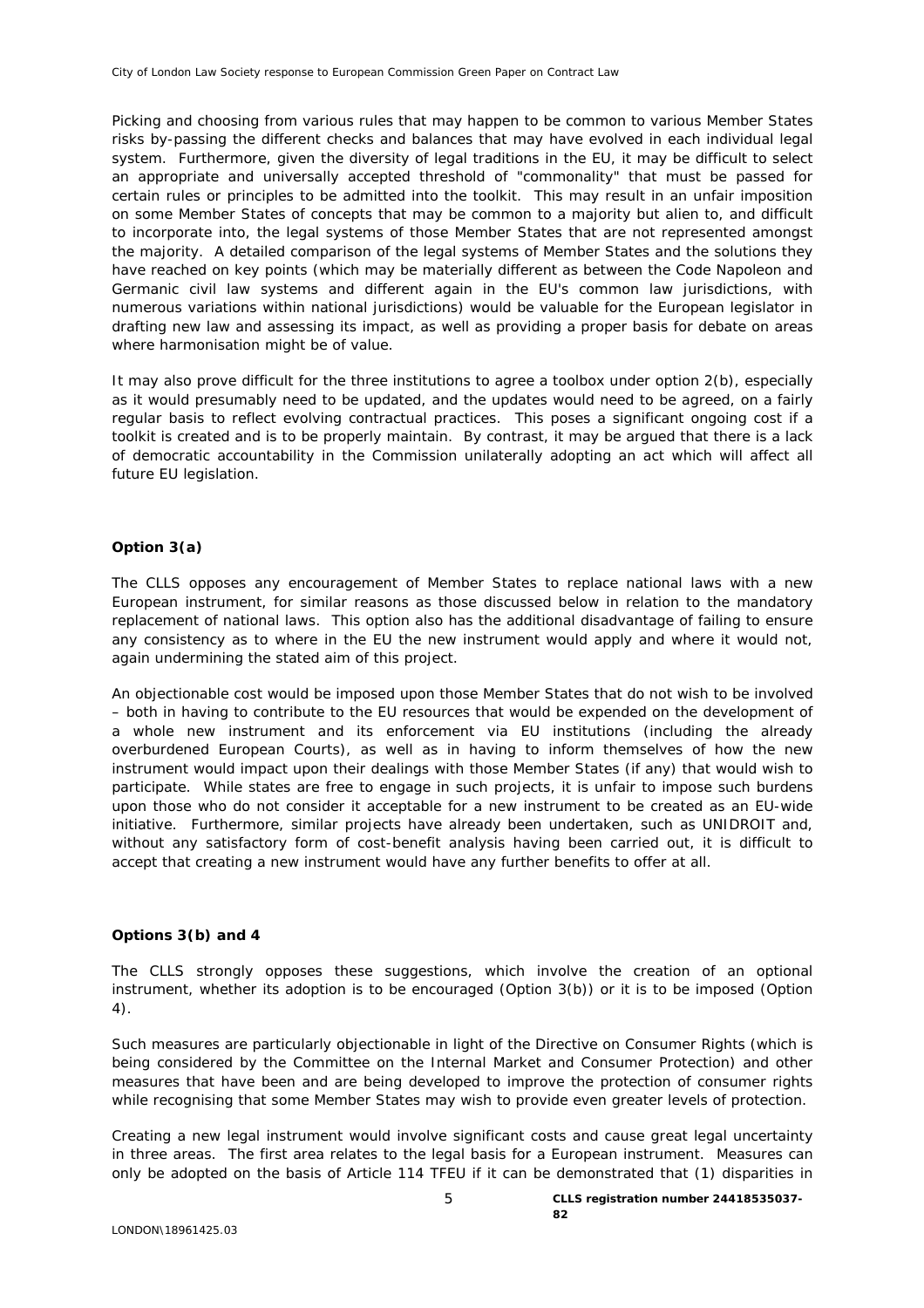Picking and choosing from various rules that may happen to be common to various Member States risks by-passing the different checks and balances that may have evolved in each individual legal system. Furthermore, given the diversity of legal traditions in the EU, it may be difficult to select an appropriate and universally accepted threshold of "commonality" that must be passed for certain rules or principles to be admitted into the toolkit. This may result in an unfair imposition on some Member States of concepts that may be common to a majority but alien to, and difficult to incorporate into, the legal systems of those Member States that are not represented amongst the majority. A detailed comparison of the legal systems of Member States and the solutions they have reached on key points (which may be materially different as between the Code Napoleon and Germanic civil law systems and different again in the EU's common law jurisdictions, with numerous variations within national jurisdictions) would be valuable for the European legislator in drafting new law and assessing its impact, as well as providing a proper basis for debate on areas where harmonisation might be of value.

It may also prove difficult for the three institutions to agree a toolbox under option 2(b), especially as it would presumably need to be updated, and the updates would need to be agreed, on a fairly regular basis to reflect evolving contractual practices. This poses a significant ongoing cost if a toolkit is created and is to be properly maintain. By contrast, it may be argued that there is a lack of democratic accountability in the Commission unilaterally adopting an act which will affect all future EU legislation.

**Option 3(a)**

The CLLS opposes any encouragement of Member States to replace national laws with a new European instrument, for similar reasons as those discussed below in relation to the mandatory replacement of national laws. This option also has the additional disadvantage of failing to ensure any consistency as to where in the EU the new instrument would apply and where it would not, again undermining the stated aim of this project.

An objectionable cost would be imposed upon those Member States that do not wish to be involved – both in having to contribute to the EU resources that would be expended on the development of a whole new instrument and its enforcement via EU institutions (including the already overburdened European Courts), as well as in having to inform themselves of how the new instrument would impact upon their dealings with those Member States (if any) that would wish to participate. While states are free to engage in such projects, it is unfair to impose such burdens upon those who do not consider it acceptable for a new instrument to be created as an EU-wide initiative. Furthermore, similar projects have already been undertaken, such as UNIDROIT and, without any satisfactory form of cost-benefit analysis having been carried out, it is difficult to accept that creating a new instrument would have any further benefits to offer at all.

**Options 3(b) and 4**

The CLLS strongly opposes these suggestions, which involve the creation of an optional instrument, whether its adoption is to be encouraged (Option 3(b)) or it is to be imposed (Option 4).

Such measures are particularly objectionable in light of the Directive on Consumer Rights (which is being considered by the Committee on the Internal Market and Consumer Protection) and other measures that have been and are being developed to improve the protection of consumer rights while recognising that some Member States may wish to provide even greater levels of protection.

Creating a new legal instrument would involve significant costs and cause great legal uncertainty in three areas. The first area relates to the legal basis for a European instrument. Measures can only be adopted on the basis of Article 114 TFEU if it can be demonstrated that (1) disparities in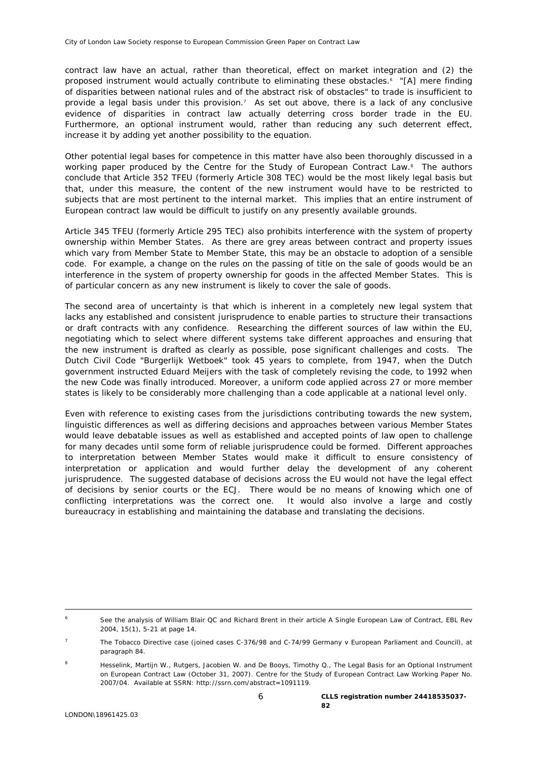contract law have an actual, rather than theoretical, effect on market integration and (2) the proposed instrument would actually contribute to eliminating these obstacles.[6] "[A] mere finding of disparities between national rules and of the abstract risk of obstacles" to trade is insufficient to provide a legal basis under this provision.[7] As set out above, there is a lack of any conclusive evidence of disparities in contract law actually deterring cross border trade in the EU. Furthermore, an optional instrument would, rather than reducing any such deterrent effect, increase it by adding yet another possibility to the equation.

Other potential legal bases for competence in this matter have also been thoroughly discussed in a working paper produced by the Centre for the Study of European Contract Law.[8] The authors conclude that Article 352 TFEU (formerly Article 308 TEC) would be the most likely legal basis but that, under this measure, the content of the new instrument would have to be restricted to subjects that are most pertinent to the internal market. This implies that an entire instrument of European contract law would be difficult to justify on any presently available grounds.

Article 345 TFEU (formerly Article 295 TEC) also prohibits interference with the system of property ownership within Member States. As there are grey areas between contract and property issues which vary from Member State to Member State, this may be an obstacle to adoption of a sensible code. For example, a change on the rules on the passing of title on the sale of goods would be an interference in the system of property ownership for goods in the affected Member States. This is of particular concern as any new instrument is likely to cover the sale of goods.

The second area of uncertainty is that which is inherent in a completely new legal system that lacks any established and consistent jurisprudence to enable parties to structure their transactions or draft contracts with any confidence. Researching the different sources of law within the EU, negotiating which to select where different systems take different approaches and ensuring that the new instrument is drafted as clearly as possible, pose significant challenges and costs. The Dutch Civil Code "Burgerlijk Wetboek" took 45 years to complete, from 1947, when the Dutch government instructed Eduard Meijers with the task of completely revising the code, to 1992 when the new Code was finally introduced. Moreover, a uniform code applied across 27 or more member states is likely to be considerably more challenging than a code applicable at a national level only.

Even with reference to existing cases from the jurisdictions contributing towards the new system, linguistic differences as well as differing decisions and approaches between various Member States would leave debatable issues as well as established and accepted points of law open to challenge for many decades until some form of reliable jurisprudence could be formed. Different approaches to interpretation between Member States would make it difficult to ensure consistency of interpretation or application and would further delay the development of any coherent jurisprudence. The suggested database of decisions across the EU would not have the legal effect of decisions by senior courts or the ECJ. There would be no means of knowing which one of conflicting interpretations was the correct one. It would also involve a large and costly bureaucracy in establishing and maintaining the database and translating the decisions.

---

[6] See the analysis of William Blair QC and Richard Brent in their article A Single European Law of Contract, EBL Rev 2004, 15(1), 5-21 at page 14.

[7] The Tobacco Directive case (joined cases C-376/98 and C-74/99 Germany v European Parliament and Council), at paragraph 84.

[8] Hesselink, Martijn W., Rutgers, Jacobien W. and De Booys, Timothy Q., The Legal Basis for an Optional Instrument on European Contract Law (October 31, 2007). Centre for the Study of European Contract Law Working Paper No. 2007/04. Available at SSRN: http://ssrn.com/abstract=1091119.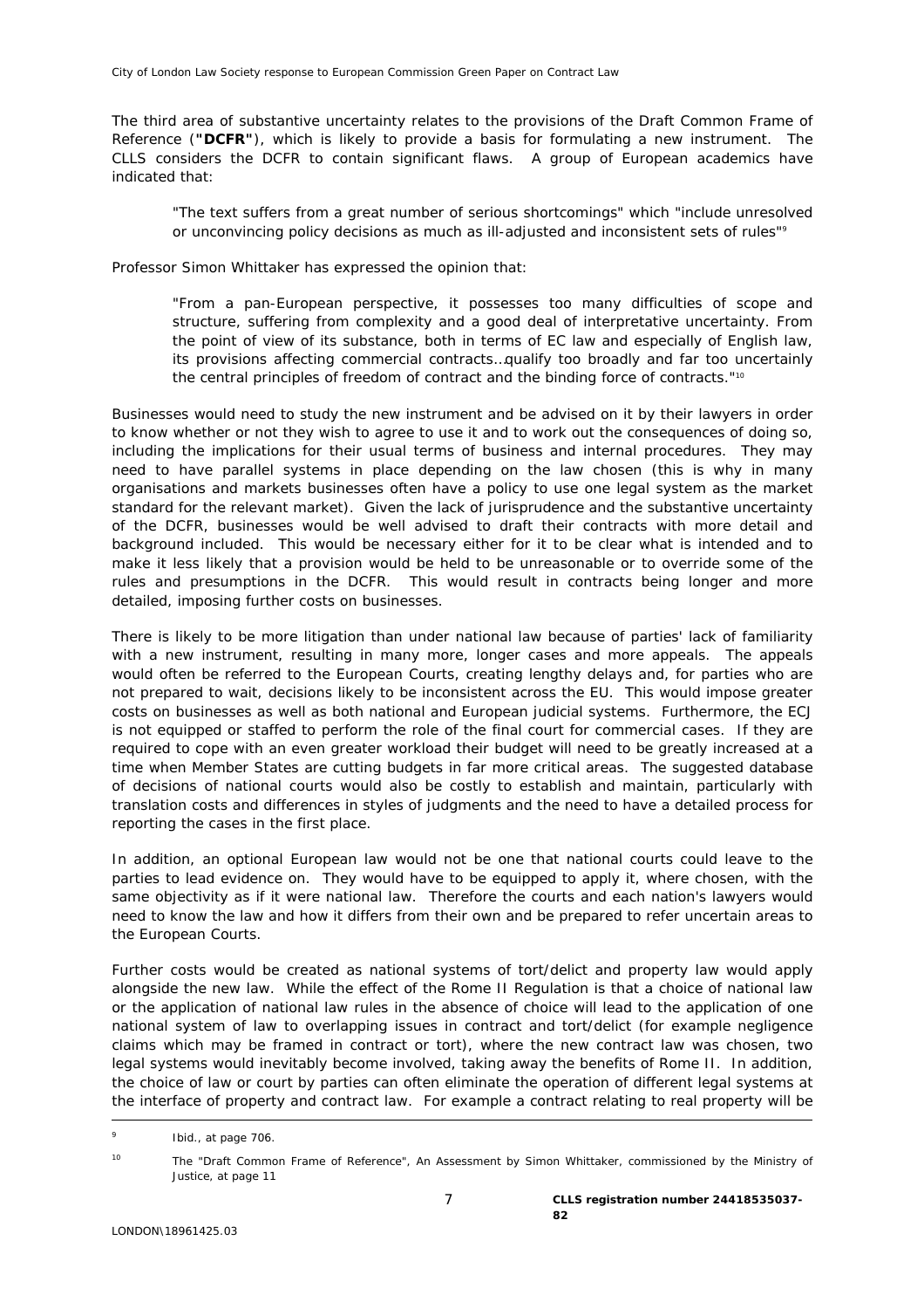The third area of substantive uncertainty relates to the provisions of the Draft Common Frame of Reference (**"DCFR"**), which is likely to provide a basis for formulating a new instrument. The CLLS considers the DCFR to contain significant flaws. A group of European academics have indicated that:

> "The text suffers from a great number of serious shortcomings" which "include unresolved or unconvincing policy decisions as much as ill-adjusted and inconsistent sets of rules"[9]

Professor Simon Whittaker has expressed the opinion that:

> "From a pan-European perspective, it possesses too many difficulties of scope and structure, suffering from complexity and a good deal of interpretative uncertainty. From the point of view of its substance, both in terms of EC law and especially of English law, its provisions affecting commercial contracts…qualify too broadly and far too uncertainly the central principles of freedom of contract and the binding force of contracts."[10]

Businesses would need to study the new instrument and be advised on it by their lawyers in order to know whether or not they wish to agree to use it and to work out the consequences of doing so, including the implications for their usual terms of business and internal procedures. They may need to have parallel systems in place depending on the law chosen (this is why in many organisations and markets businesses often have a policy to use one legal system as the market standard for the relevant market). Given the lack of jurisprudence and the substantive uncertainty of the DCFR, businesses would be well advised to draft their contracts with more detail and background included. This would be necessary either for it to be clear what is intended and to make it less likely that a provision would be held to be unreasonable or to override some of the rules and presumptions in the DCFR. This would result in contracts being longer and more detailed, imposing further costs on businesses.

There is likely to be more litigation than under national law because of parties' lack of familiarity with a new instrument, resulting in many more, longer cases and more appeals. The appeals would often be referred to the European Courts, creating lengthy delays and, for parties who are not prepared to wait, decisions likely to be inconsistent across the EU. This would impose greater costs on businesses as well as both national and European judicial systems. Furthermore, the ECJ is not equipped or staffed to perform the role of the final court for commercial cases. If they are required to cope with an even greater workload their budget will need to be greatly increased at a time when Member States are cutting budgets in far more critical areas. The suggested database of decisions of national courts would also be costly to establish and maintain, particularly with translation costs and differences in styles of judgments and the need to have a detailed process for reporting the cases in the first place.

In addition, an optional European law would not be one that national courts could leave to the parties to lead evidence on. They would have to be equipped to apply it, where chosen, with the same objectivity as if it were national law. Therefore the courts and each nation's lawyers would need to know the law and how it differs from their own and be prepared to refer uncertain areas to the European Courts.

Further costs would be created as national systems of tort/delict and property law would apply alongside the new law. While the effect of the Rome II Regulation is that a choice of national law or the application of national law rules in the absence of choice will lead to the application of one national system of law to overlapping issues in contract and tort/delict (for example negligence claims which may be framed in contract or tort), where the new contract law was chosen, two legal systems would inevitably become involved, taking away the benefits of Rome II. In addition, the choice of law or court by parties can often eliminate the operation of different legal systems at the interface of property and contract law. For example a contract relating to real property will be

---

[9] Ibid., at page 706.

[10] The "Draft Common Frame of Reference", An Assessment by Simon Whittaker, commissioned by the Ministry of Justice, at page 11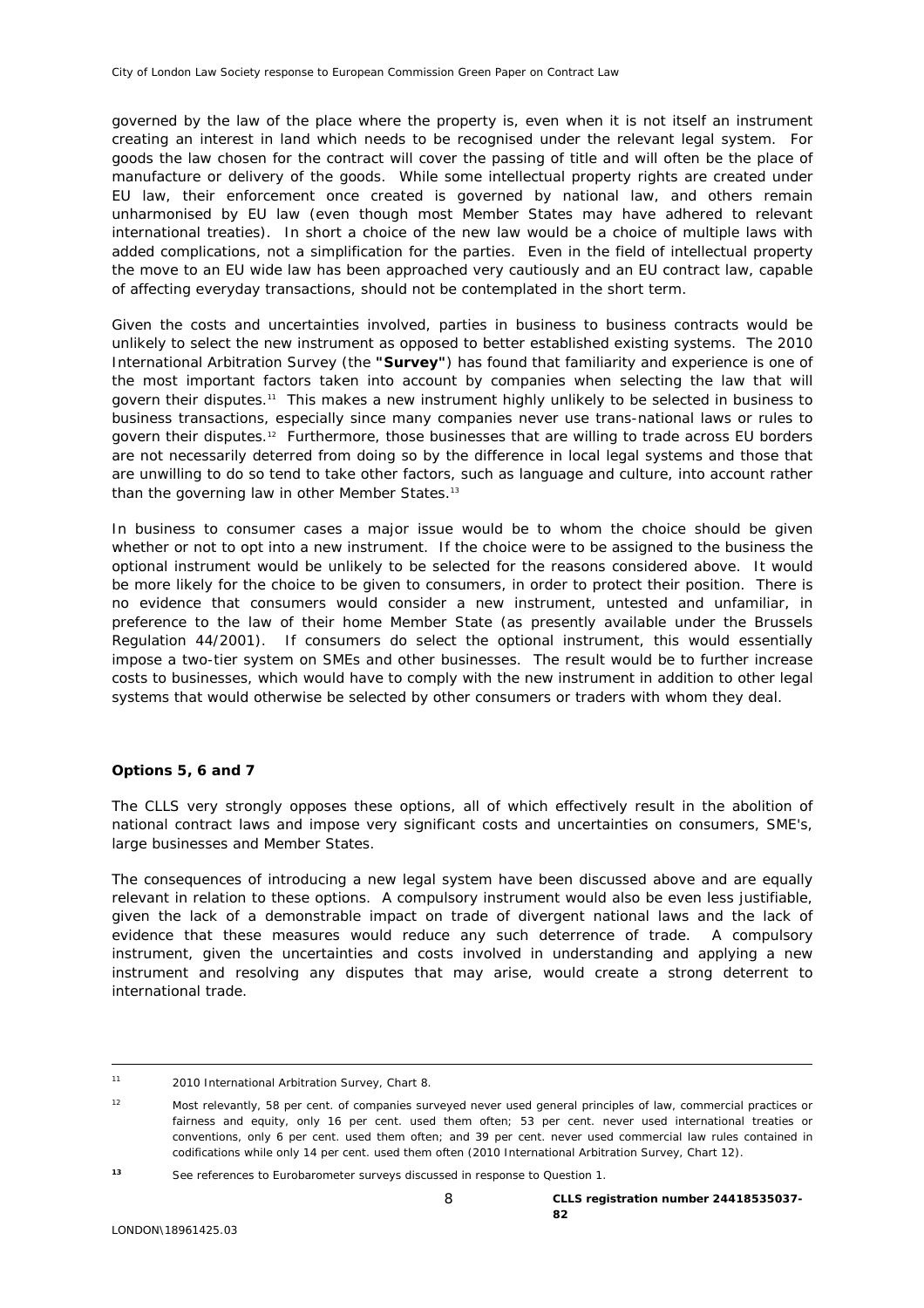governed by the law of the place where the property is, even when it is not itself an instrument creating an interest in land which needs to be recognised under the relevant legal system. For goods the law chosen for the contract will cover the passing of title and will often be the place of manufacture or delivery of the goods. While some intellectual property rights are created under EU law, their enforcement once created is governed by national law, and others remain unharmonised by EU law (even though most Member States may have adhered to relevant international treaties). In short a choice of the new law would be a choice of multiple laws with added complications, not a simplification for the parties. Even in the field of intellectual property the move to an EU wide law has been approached very cautiously and an EU contract law, capable of affecting everyday transactions, should not be contemplated in the short term.

Given the costs and uncertainties involved, parties in business to business contracts would be unlikely to select the new instrument as opposed to better established existing systems. The 2010 International Arbitration Survey (the **"Survey"**) has found that familiarity and experience is one of the most important factors taken into account by companies when selecting the law that will govern their disputes.[11] This makes a new instrument highly unlikely to be selected in business to business transactions, especially since many companies never use trans-national laws or rules to govern their disputes.[12] Furthermore, those businesses that are willing to trade across EU borders are not necessarily deterred from doing so by the difference in local legal systems and those that are unwilling to do so tend to take other factors, such as language and culture, into account rather than the governing law in other Member States.[13]

In business to consumer cases a major issue would be to whom the choice should be given whether or not to opt into a new instrument. If the choice were to be assigned to the business the optional instrument would be unlikely to be selected for the reasons considered above. It would be more likely for the choice to be given to consumers, in order to protect their position. There is no evidence that consumers would consider a new instrument, untested and unfamiliar, in preference to the law of their home Member State (as presently available under the Brussels Regulation 44/2001). If consumers do select the optional instrument, this would essentially impose a two-tier system on SMEs and other businesses. The result would be to further increase costs to businesses, which would have to comply with the new instrument in addition to other legal systems that would otherwise be selected by other consumers or traders with whom they deal.

**Options 5, 6 and 7**

The CLLS very strongly opposes these options, all of which effectively result in the abolition of national contract laws and impose very significant costs and uncertainties on consumers, SME's, large businesses and Member States.

The consequences of introducing a new legal system have been discussed above and are equally relevant in relation to these options. A compulsory instrument would also be even less justifiable, given the lack of a demonstrable impact on trade of divergent national laws and the lack of evidence that these measures would reduce any such deterrence of trade. A compulsory instrument, given the uncertainties and costs involved in understanding and applying a new instrument and resolving any disputes that may arise, would create a strong deterrent to international trade.

---

[11] 2010 International Arbitration Survey, Chart 8.

[12] Most relevantly, 58 per cent. of companies surveyed never used general principles of law, commercial practices or fairness and equity, only 16 per cent. used them often; 53 per cent. never used international treaties or conventions, only 6 per cent. used them often; and 39 per cent. never used commercial law rules contained in codifications while only 14 per cent. used them often (2010 International Arbitration Survey, Chart 12).

[13] See references to Eurobarometer surveys discussed in response to Question 1.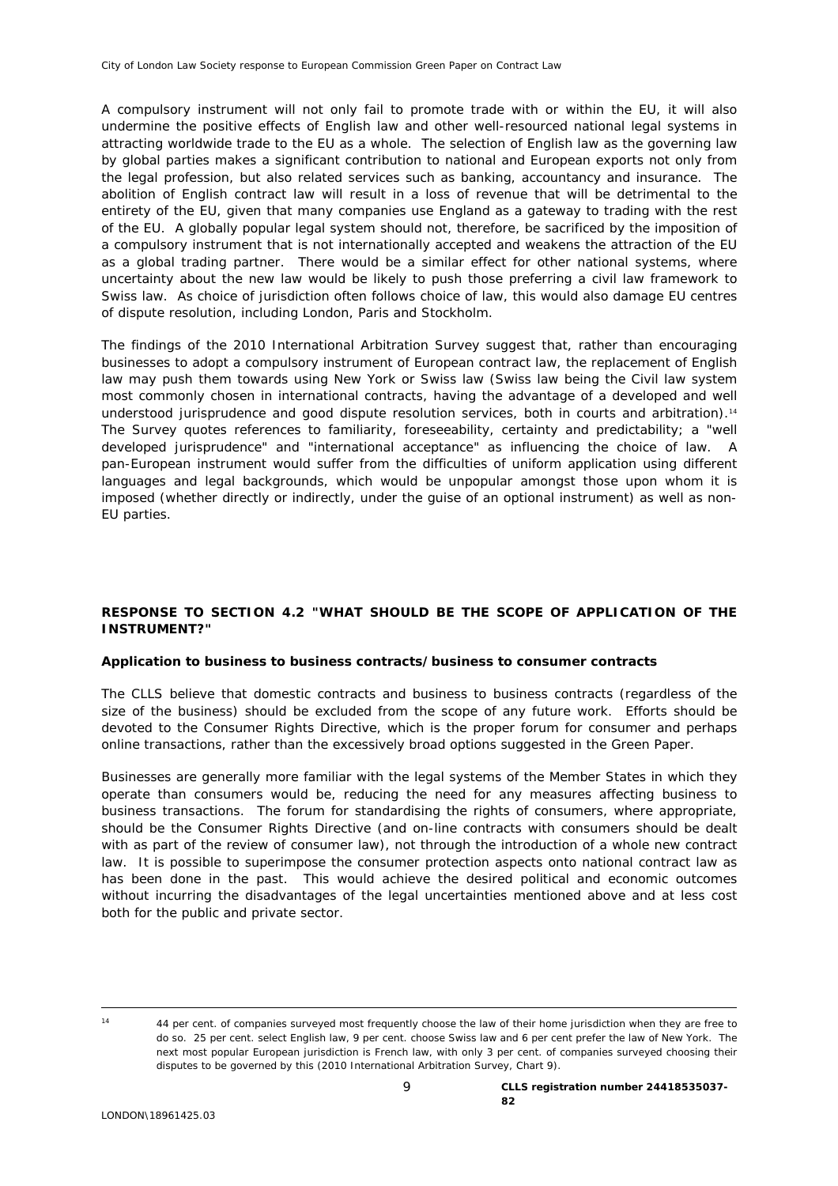A compulsory instrument will not only fail to promote trade with or within the EU, it will also undermine the positive effects of English law and other well-resourced national legal systems in attracting worldwide trade to the EU as a whole. The selection of English law as the governing law by global parties makes a significant contribution to national and European exports not only from the legal profession, but also related services such as banking, accountancy and insurance. The abolition of English contract law will result in a loss of revenue that will be detrimental to the entirety of the EU, given that many companies use England as a gateway to trading with the rest of the EU. A globally popular legal system should not, therefore, be sacrificed by the imposition of a compulsory instrument that is not internationally accepted and weakens the attraction of the EU as a global trading partner. There would be a similar effect for other national systems, where uncertainty about the new law would be likely to push those preferring a civil law framework to Swiss law. As choice of jurisdiction often follows choice of law, this would also damage EU centres of dispute resolution, including London, Paris and Stockholm.

The findings of the 2010 International Arbitration Survey suggest that, rather than encouraging businesses to adopt a compulsory instrument of European contract law, the replacement of English law may push them towards using New York or Swiss law (Swiss law being the Civil law system most commonly chosen in international contracts, having the advantage of a developed and well understood jurisprudence and good dispute resolution services, both in courts and arbitration).[14] The Survey quotes references to familiarity, foreseeability, certainty and predictability; a "well developed jurisprudence" and "international acceptance" as influencing the choice of law. A pan-European instrument would suffer from the difficulties of uniform application using different languages and legal backgrounds, which would be unpopular amongst those upon whom it is imposed (whether directly or indirectly, under the guise of an optional instrument) as well as non-EU parties.

## RESPONSE TO SECTION 4.2 "WHAT SHOULD BE THE SCOPE OF APPLICATION OF THE INSTRUMENT?"

### Application to business to business contracts/business to consumer contracts

The CLLS believe that domestic contracts and business to business contracts (regardless of the size of the business) should be excluded from the scope of any future work. Efforts should be devoted to the Consumer Rights Directive, which is the proper forum for consumer and perhaps online transactions, rather than the excessively broad options suggested in the Green Paper.

Businesses are generally more familiar with the legal systems of the Member States in which they operate than consumers would be, reducing the need for any measures affecting business to business transactions. The forum for standardising the rights of consumers, where appropriate, should be the Consumer Rights Directive (and on-line contracts with consumers should be dealt with as part of the review of consumer law), not through the introduction of a whole new contract law. It is possible to superimpose the consumer protection aspects onto national contract law as has been done in the past. This would achieve the desired political and economic outcomes without incurring the disadvantages of the legal uncertainties mentioned above and at less cost both for the public and private sector.

---

[14] 44 per cent. of companies surveyed most frequently choose the law of their home jurisdiction when they are free to do so. 25 per cent. select English law, 9 per cent. choose Swiss law and 6 per cent prefer the law of New York. The next most popular European jurisdiction is French law, with only 3 per cent. of companies surveyed choosing their disputes to be governed by this (2010 International Arbitration Survey, Chart 9).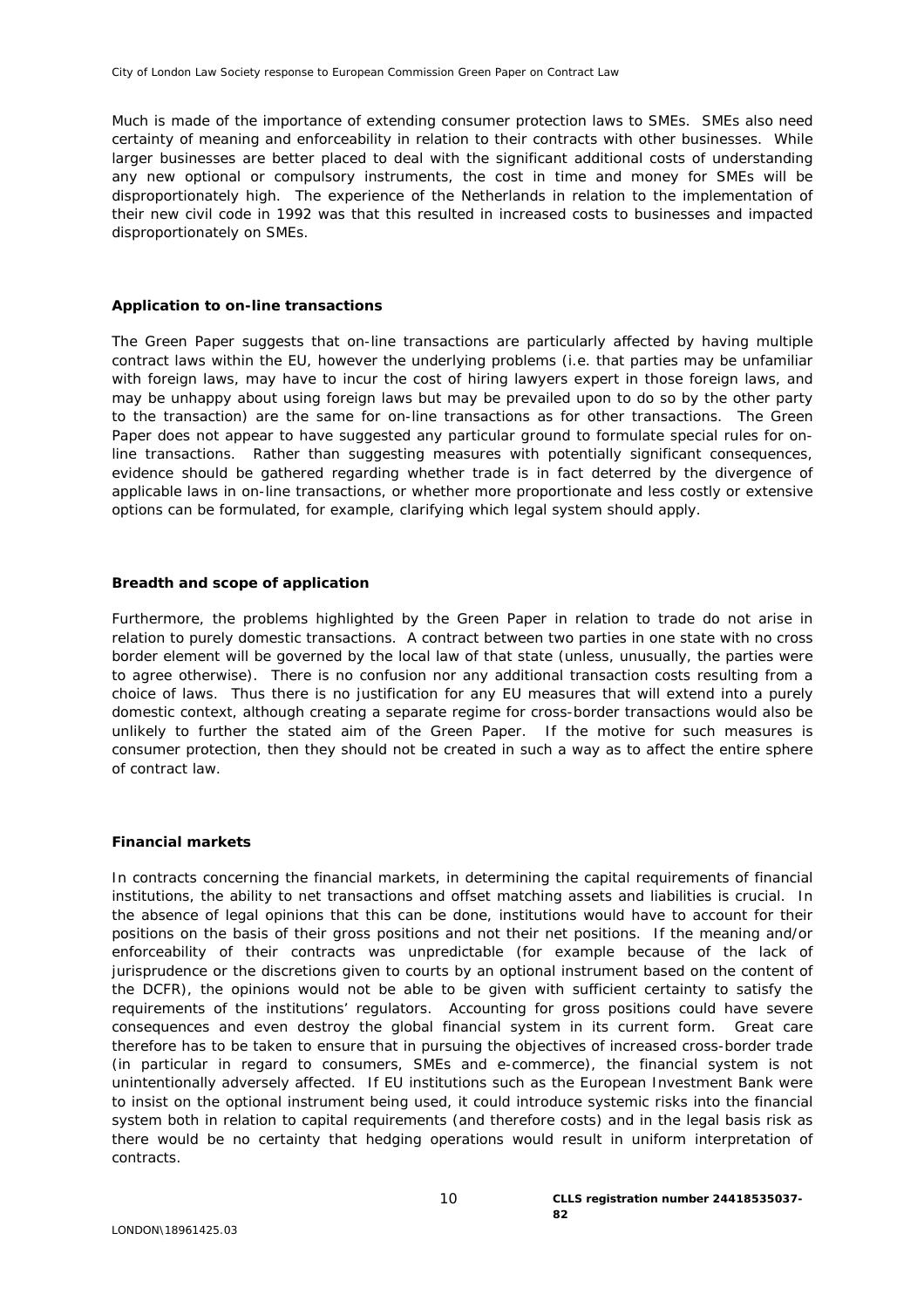Much is made of the importance of extending consumer protection laws to SMEs. SMEs also need certainty of meaning and enforceability in relation to their contracts with other businesses. While larger businesses are better placed to deal with the significant additional costs of understanding any new optional or compulsory instruments, the cost in time and money for SMEs will be disproportionately high. The experience of the Netherlands in relation to the implementation of their new civil code in 1992 was that this resulted in increased costs to businesses and impacted disproportionately on SMEs.

**Application to on-line transactions**

The Green Paper suggests that on-line transactions are particularly affected by having multiple contract laws within the EU, however the underlying problems (i.e. that parties may be unfamiliar with foreign laws, may have to incur the cost of hiring lawyers expert in those foreign laws, and may be unhappy about using foreign laws but may be prevailed upon to do so by the other party to the transaction) are the same for on-line transactions as for other transactions. The Green Paper does not appear to have suggested any particular ground to formulate special rules for on-line transactions. Rather than suggesting measures with potentially significant consequences, evidence should be gathered regarding whether trade is in fact deterred by the divergence of applicable laws in on-line transactions, or whether more proportionate and less costly or extensive options can be formulated, for example, clarifying which legal system should apply.

**Breadth and scope of application**

Furthermore, the problems highlighted by the Green Paper in relation to trade do not arise in relation to purely domestic transactions. A contract between two parties in one state with no cross border element will be governed by the local law of that state (unless, unusually, the parties were to agree otherwise). There is no confusion nor any additional transaction costs resulting from a choice of laws. Thus there is no justification for any EU measures that will extend into a purely domestic context, although creating a separate regime for cross-border transactions would also be unlikely to further the stated aim of the Green Paper. If the motive for such measures is consumer protection, then they should not be created in such a way as to affect the entire sphere of contract law.

**Financial markets**

In contracts concerning the financial markets, in determining the capital requirements of financial institutions, the ability to net transactions and offset matching assets and liabilities is crucial. In the absence of legal opinions that this can be done, institutions would have to account for their positions on the basis of their gross positions and not their net positions. If the meaning and/or enforceability of their contracts was unpredictable (for example because of the lack of jurisprudence or the discretions given to courts by an optional instrument based on the content of the DCFR), the opinions would not be able to be given with sufficient certainty to satisfy the requirements of the institutions' regulators. Accounting for gross positions could have severe consequences and even destroy the global financial system in its current form. Great care therefore has to be taken to ensure that in pursuing the objectives of increased cross-border trade (in particular in regard to consumers, SMEs and e-commerce), the financial system is not unintentionally adversely affected. If EU institutions such as the European Investment Bank were to insist on the optional instrument being used, it could introduce systemic risks into the financial system both in relation to capital requirements (and therefore costs) and in the legal basis risk as there would be no certainty that hedging operations would result in uniform interpretation of contracts.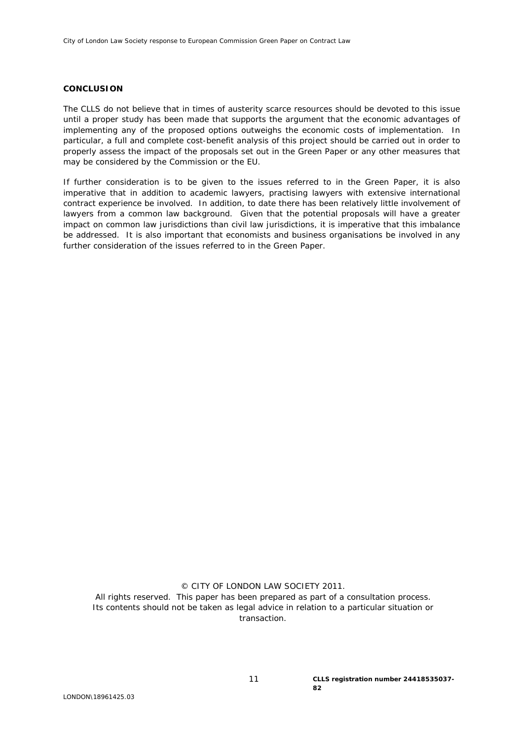**CONCLUSION**

The CLLS do not believe that in times of austerity scarce resources should be devoted to this issue until a proper study has been made that supports the argument that the economic advantages of implementing any of the proposed options outweighs the economic costs of implementation. In particular, a full and complete cost-benefit analysis of this project should be carried out in order to properly assess the impact of the proposals set out in the Green Paper or any other measures that may be considered by the Commission or the EU.

If further consideration is to be given to the issues referred to in the Green Paper, it is also imperative that in addition to academic lawyers, practising lawyers with extensive international contract experience be involved. In addition, to date there has been relatively little involvement of lawyers from a common law background. Given that the potential proposals will have a greater impact on common law jurisdictions than civil law jurisdictions, it is imperative that this imbalance be addressed. It is also important that economists and business organisations be involved in any further consideration of the issues referred to in the Green Paper.

© CITY OF LONDON LAW SOCIETY 2011.
All rights reserved. This paper has been prepared as part of a consultation process. Its contents should not be taken as legal advice in relation to a particular situation or transaction.

**CLLS registration number 24418535037-82**

LONDON\18961425.03